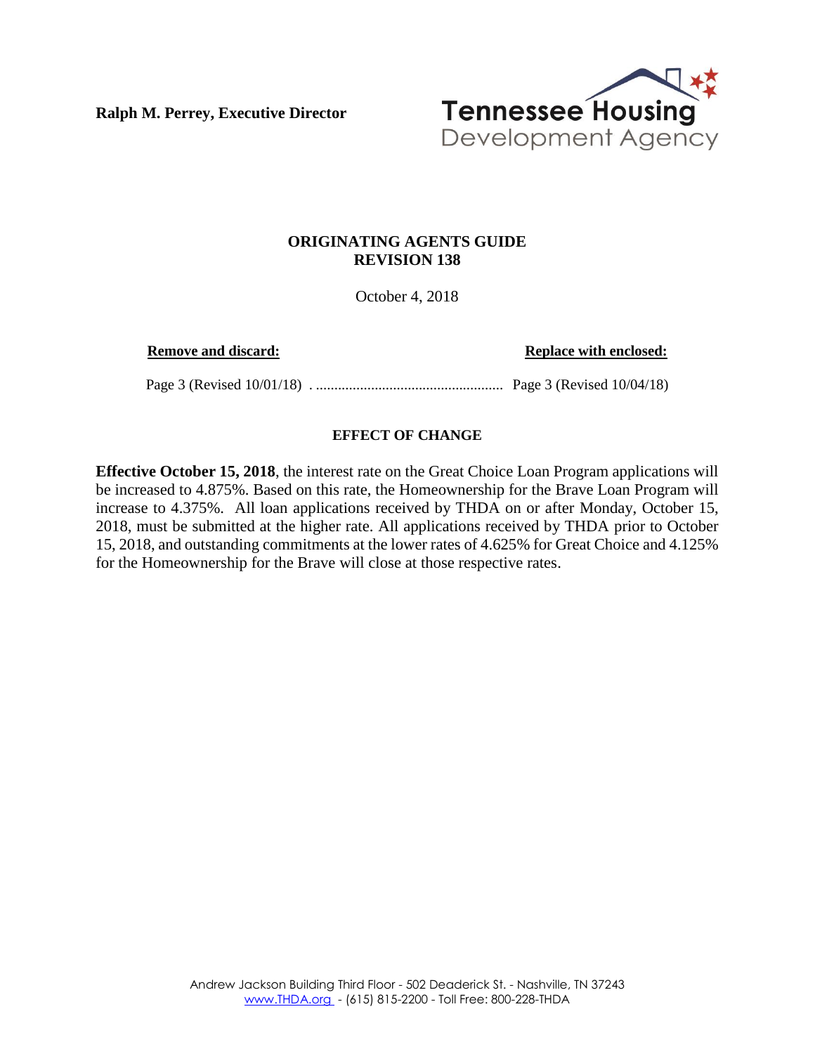**Ralph M. Perrey, Executive Director**

Tennessee Housing Development Agency

## ORIGINATING AGENTS GUIDE
## REVISION 138

October 4, 2018

| **Remove and discard:** | **Replace with enclosed:** |
| --- | --- |
| Page 3 (Revised 10/01/18) | Page 3 (Revised 10/04/18) |

### EFFECT OF CHANGE

**Effective October 15, 2018**, the interest rate on the Great Choice Loan Program applications will be increased to 4.875%. Based on this rate, the Homeownership for the Brave Loan Program will increase to 4.375%. All loan applications received by THDA on or after Monday, October 15, 2018, must be submitted at the higher rate. All applications received by THDA prior to October 15, 2018, and outstanding commitments at the lower rates of 4.625% for Great Choice and 4.125% for the Homeownership for the Brave will close at those respective rates.

Andrew Jackson Building Third Floor - 502 Deaderick St. - Nashville, TN 37243
www.THDA.org - (615) 815-2200 - Toll Free: 800-228-THDA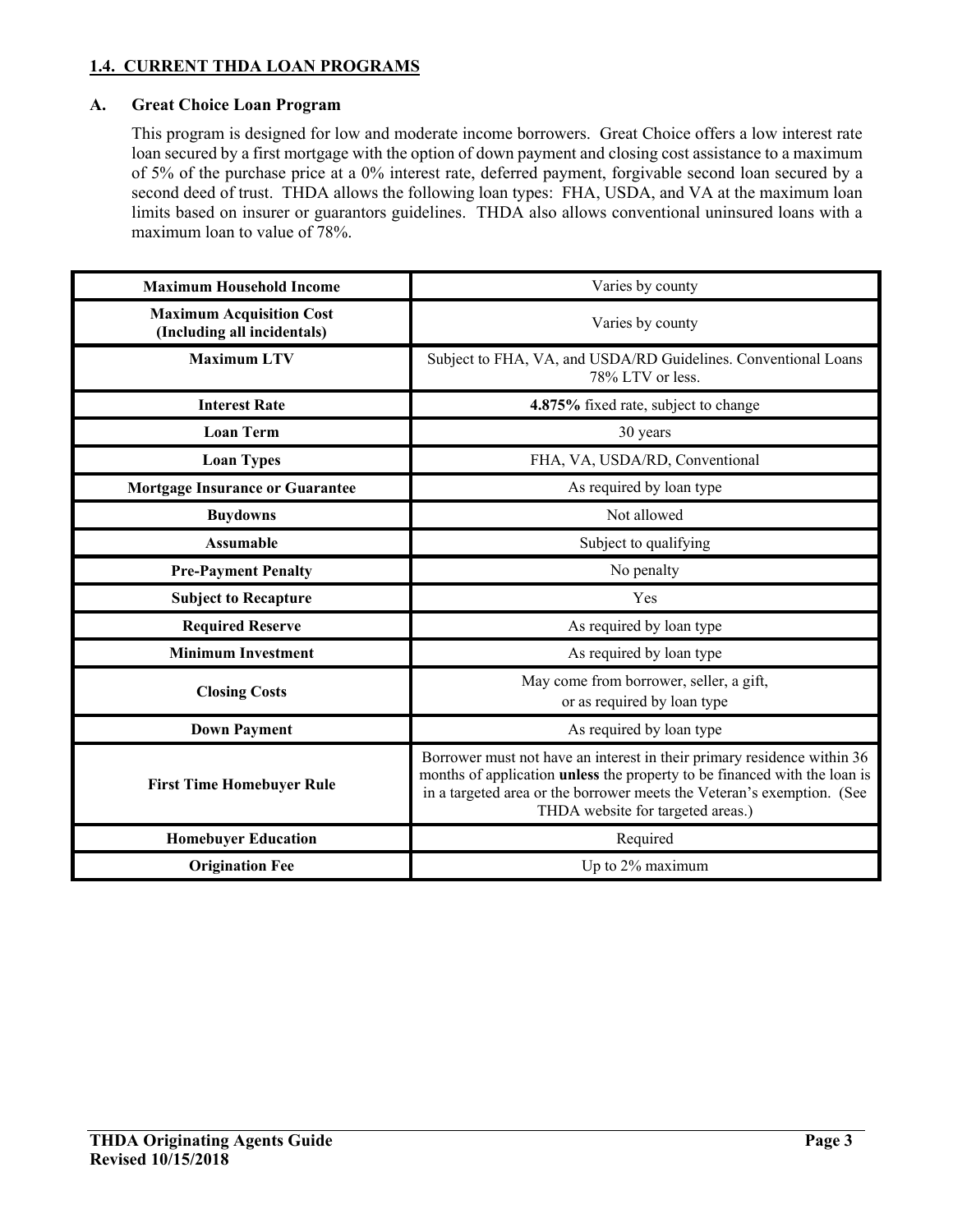## 1.4. CURRENT THDA LOAN PROGRAMS

### A. Great Choice Loan Program

This program is designed for low and moderate income borrowers. Great Choice offers a low interest rate loan secured by a first mortgage with the option of down payment and closing cost assistance to a maximum of 5% of the purchase price at a 0% interest rate, deferred payment, forgivable second loan secured by a second deed of trust. THDA allows the following loan types: FHA, USDA, and VA at the maximum loan limits based on insurer or guarantors guidelines. THDA also allows conventional uninsured loans with a maximum loan to value of 78%.

| | |
|---|---|
| **Maximum Household Income** | Varies by county |
| **Maximum Acquisition Cost (Including all incidentals)** | Varies by county |
| **Maximum LTV** | Subject to FHA, VA, and USDA/RD Guidelines. Conventional Loans 78% LTV or less. |
| **Interest Rate** | **4.875%** fixed rate, subject to change |
| **Loan Term** | 30 years |
| **Loan Types** | FHA, VA, USDA/RD, Conventional |
| **Mortgage Insurance or Guarantee** | As required by loan type |
| **Buydowns** | Not allowed |
| **Assumable** | Subject to qualifying |
| **Pre-Payment Penalty** | No penalty |
| **Subject to Recapture** | Yes |
| **Required Reserve** | As required by loan type |
| **Minimum Investment** | As required by loan type |
| **Closing Costs** | May come from borrower, seller, a gift, or as required by loan type |
| **Down Payment** | As required by loan type |
| **First Time Homebuyer Rule** | Borrower must not have an interest in their primary residence within 36 months of application **unless** the property to be financed with the loan is in a targeted area or the borrower meets the Veteran's exemption. (See THDA website for targeted areas.) |
| **Homebuyer Education** | Required |
| **Origination Fee** | Up to 2% maximum |